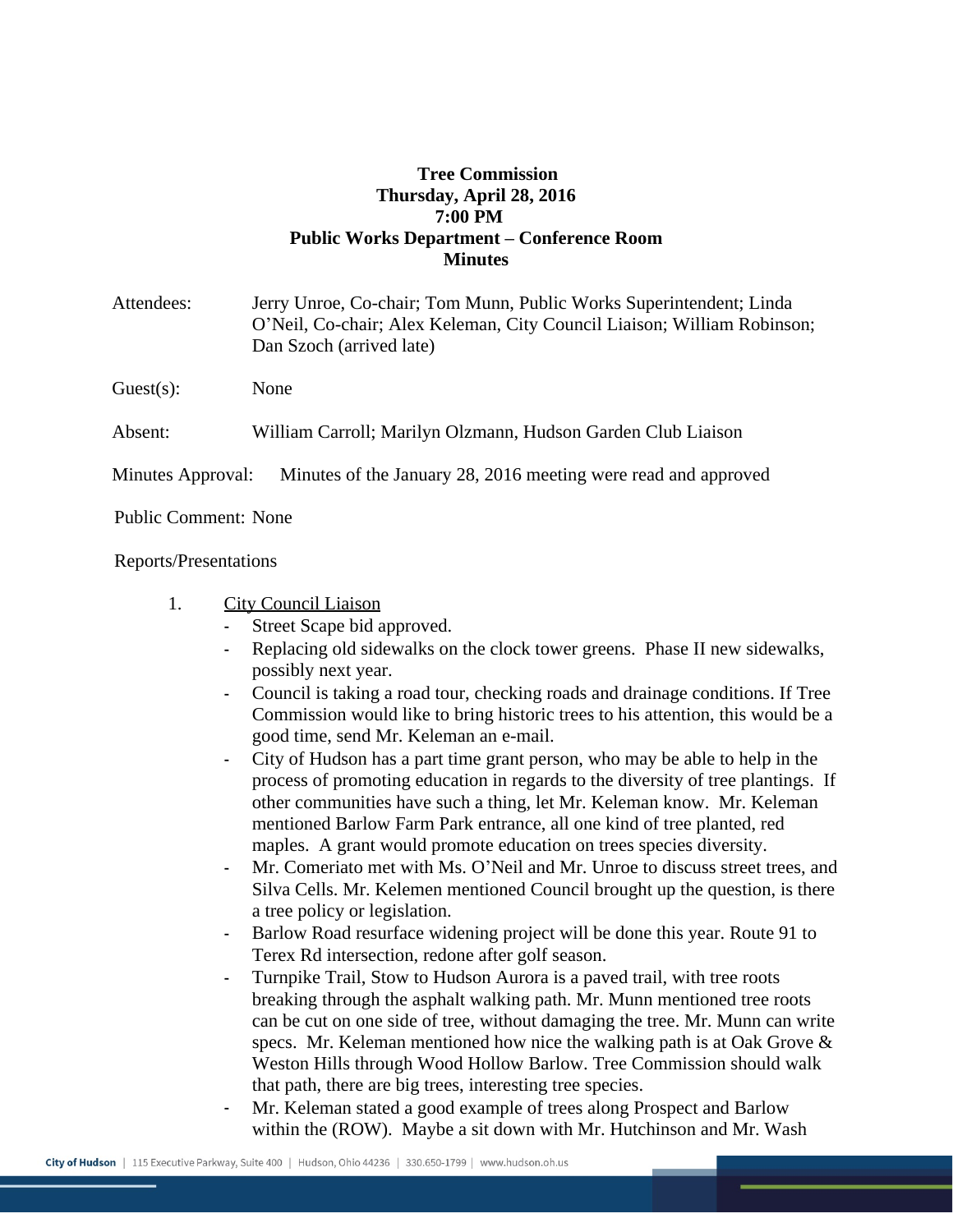**Tree Commission**
**Thursday, April 28, 2016**
**7:00 PM**
**Public Works Department – Conference Room**
**Minutes**

Attendees: Jerry Unroe, Co-chair; Tom Munn, Public Works Superintendent; Linda O'Neil, Co-chair; Alex Keleman, City Council Liaison; William Robinson; Dan Szoch (arrived late)

Guest(s): None

Absent: William Carroll; Marilyn Olzmann, Hudson Garden Club Liaison

Minutes Approval: Minutes of the January 28, 2016 meeting were read and approved

Public Comment: None

Reports/Presentations

1. <u>City Council Liaison</u>
   - Street Scape bid approved.
   - Replacing old sidewalks on the clock tower greens. Phase II new sidewalks, possibly next year.
   - Council is taking a road tour, checking roads and drainage conditions. If Tree Commission would like to bring historic trees to his attention, this would be a good time, send Mr. Keleman an e-mail.
   - City of Hudson has a part time grant person, who may be able to help in the process of promoting education in regards to the diversity of tree plantings. If other communities have such a thing, let Mr. Keleman know. Mr. Keleman mentioned Barlow Farm Park entrance, all one kind of tree planted, red maples. A grant would promote education on trees species diversity.
   - Mr. Comeriato met with Ms. O'Neil and Mr. Unroe to discuss street trees, and Silva Cells. Mr. Kelemen mentioned Council brought up the question, is there a tree policy or legislation.
   - Barlow Road resurface widening project will be done this year. Route 91 to Terex Rd intersection, redone after golf season.
   - Turnpike Trail, Stow to Hudson Aurora is a paved trail, with tree roots breaking through the asphalt walking path. Mr. Munn mentioned tree roots can be cut on one side of tree, without damaging the tree. Mr. Munn can write specs. Mr. Keleman mentioned how nice the walking path is at Oak Grove & Weston Hills through Wood Hollow Barlow. Tree Commission should walk that path, there are big trees, interesting tree species.
   - Mr. Keleman stated a good example of trees along Prospect and Barlow within the (ROW). Maybe a sit down with Mr. Hutchinson and Mr. Wash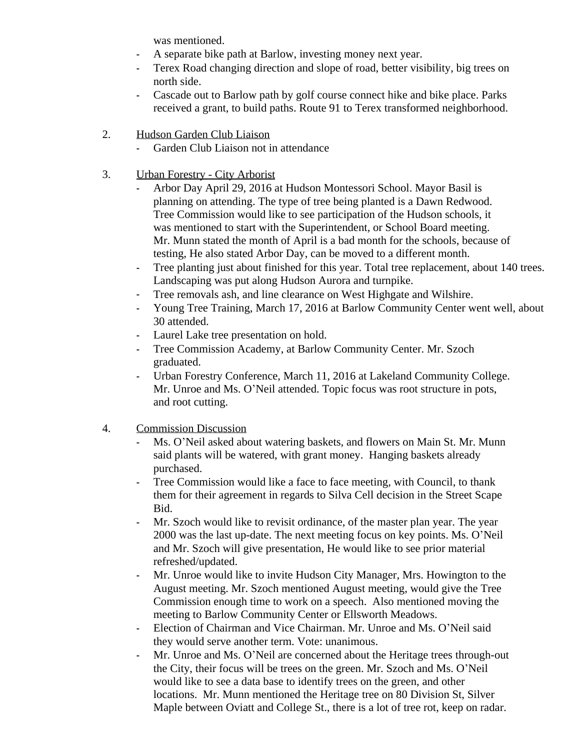was mentioned.

- A separate bike path at Barlow, investing money next year.
- Terex Road changing direction and slope of road, better visibility, big trees on north side.
- Cascade out to Barlow path by golf course connect hike and bike place. Parks received a grant, to build paths. Route 91 to Terex transformed neighborhood.

2. <u>Hudson Garden Club Liaison</u>
   - Garden Club Liaison not in attendance

3. <u>Urban Forestry - City Arborist</u>
   - Arbor Day April 29, 2016 at Hudson Montessori School. Mayor Basil is planning on attending. The type of tree being planted is a Dawn Redwood. Tree Commission would like to see participation of the Hudson schools, it was mentioned to start with the Superintendent, or School Board meeting. Mr. Munn stated the month of April is a bad month for the schools, because of testing, He also stated Arbor Day, can be moved to a different month.
   - Tree planting just about finished for this year. Total tree replacement, about 140 trees. Landscaping was put along Hudson Aurora and turnpike.
   - Tree removals ash, and line clearance on West Highgate and Wilshire.
   - Young Tree Training, March 17, 2016 at Barlow Community Center went well, about 30 attended.
   - Laurel Lake tree presentation on hold.
   - Tree Commission Academy, at Barlow Community Center. Mr. Szoch graduated.
   - Urban Forestry Conference, March 11, 2016 at Lakeland Community College. Mr. Unroe and Ms. O'Neil attended. Topic focus was root structure in pots, and root cutting.

4. <u>Commission Discussion</u>
   - Ms. O'Neil asked about watering baskets, and flowers on Main St. Mr. Munn said plants will be watered, with grant money. Hanging baskets already purchased.
   - Tree Commission would like a face to face meeting, with Council, to thank them for their agreement in regards to Silva Cell decision in the Street Scape Bid.
   - Mr. Szoch would like to revisit ordinance, of the master plan year. The year 2000 was the last up-date. The next meeting focus on key points. Ms. O'Neil and Mr. Szoch will give presentation, He would like to see prior material refreshed/updated.
   - Mr. Unroe would like to invite Hudson City Manager, Mrs. Howington to the August meeting. Mr. Szoch mentioned August meeting, would give the Tree Commission enough time to work on a speech. Also mentioned moving the meeting to Barlow Community Center or Ellsworth Meadows.
   - Election of Chairman and Vice Chairman. Mr. Unroe and Ms. O'Neil said they would serve another term. Vote: unanimous.
   - Mr. Unroe and Ms. O'Neil are concerned about the Heritage trees through-out the City, their focus will be trees on the green. Mr. Szoch and Ms. O'Neil would like to see a data base to identify trees on the green, and other locations. Mr. Munn mentioned the Heritage tree on 80 Division St, Silver Maple between Oviatt and College St., there is a lot of tree rot, keep on radar.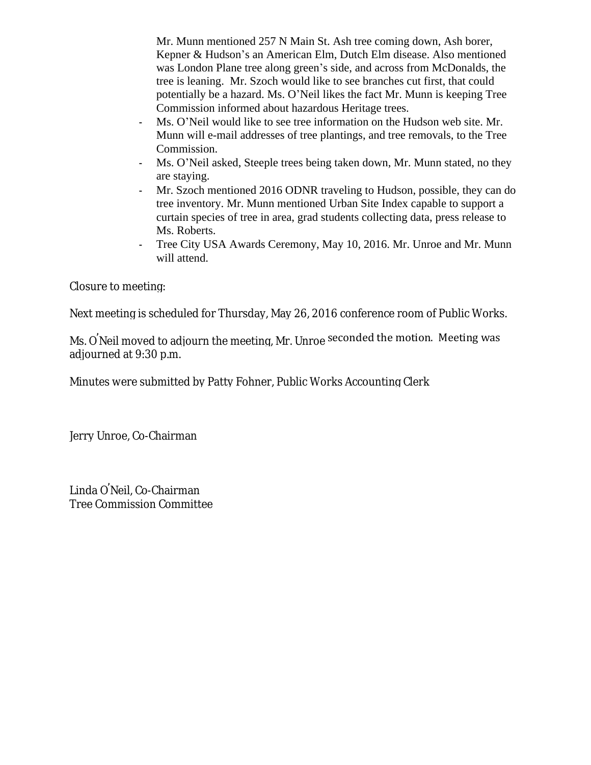Mr. Munn mentioned 257 N Main St. Ash tree coming down, Ash borer, Kepner & Hudson's an American Elm, Dutch Elm disease. Also mentioned was London Plane tree along green's side, and across from McDonalds, the tree is leaning. Mr. Szoch would like to see branches cut first, that could potentially be a hazard. Ms. O'Neil likes the fact Mr. Munn is keeping Tree Commission informed about hazardous Heritage trees.

- Ms. O'Neil would like to see tree information on the Hudson web site. Mr. Munn will e-mail addresses of tree plantings, and tree removals, to the Tree Commission.
- Ms. O'Neil asked, Steeple trees being taken down, Mr. Munn stated, no they are staying.
- Mr. Szoch mentioned 2016 ODNR traveling to Hudson, possible, they can do tree inventory. Mr. Munn mentioned Urban Site Index capable to support a curtain species of tree in area, grad students collecting data, press release to Ms. Roberts.
- Tree City USA Awards Ceremony, May 10, 2016. Mr. Unroe and Mr. Munn will attend.

Closure to meeting:

Next meeting is scheduled for Thursday, May 26, 2016 conference room of Public Works.

Ms. O'Neil moved to adjourn the meeting, Mr. Unroe seconded the motion. Meeting was adjourned at 9:30 p.m.

Minutes were submitted by Patty Fohner, Public Works Accounting Clerk

Jerry Unroe, Co-Chairman

Linda O'Neil, Co-Chairman
Tree Commission Committee